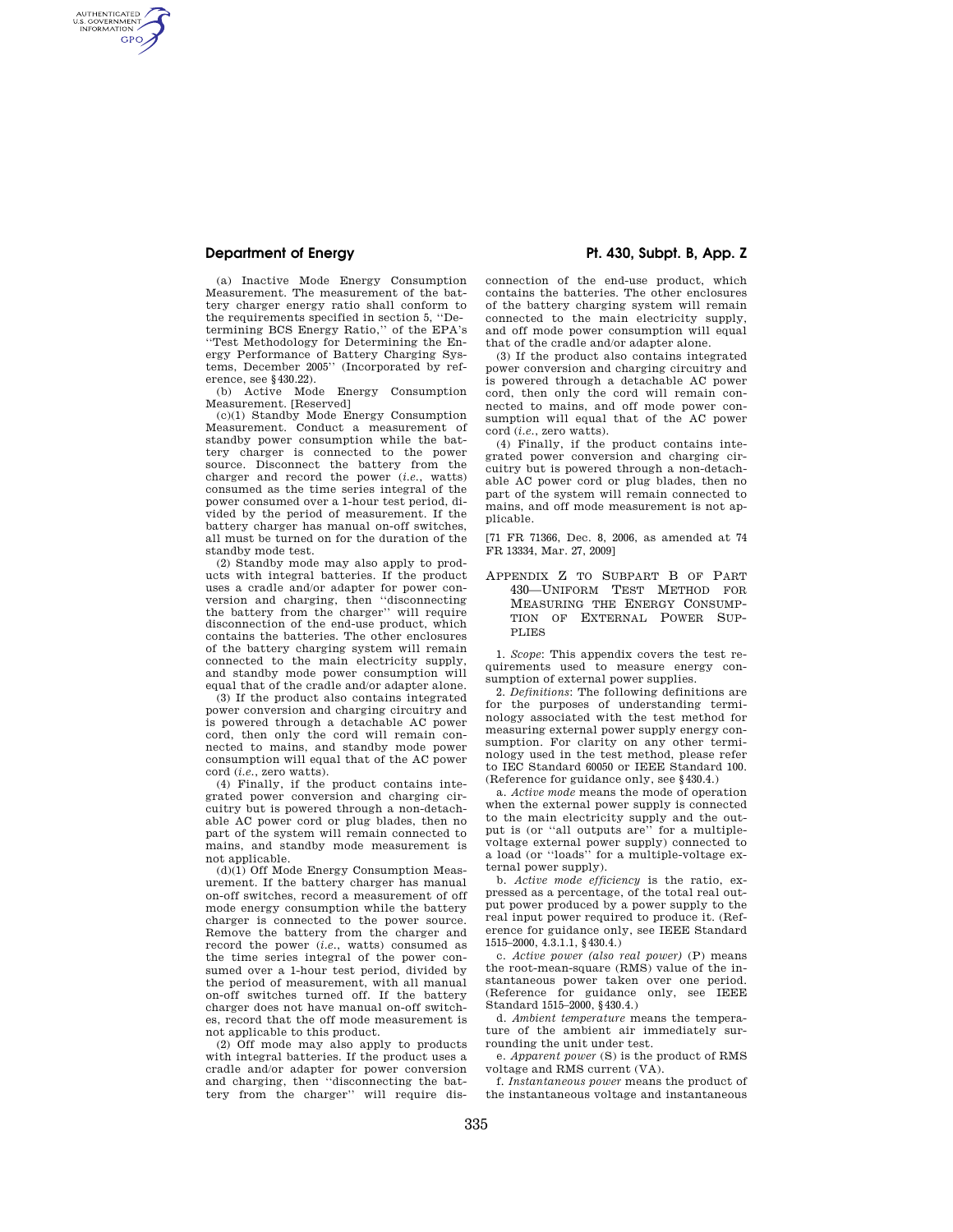(a) Inactive Mode Energy Consumption Measurement. The measurement of the battery charger energy ratio shall conform to the requirements specified in section 5, ''Determining BCS Energy Ratio,'' of the EPA's ''Test Methodology for Determining the Energy Performance of Battery Charging Systems, December 2005'' (Incorporated by reference, see §430.22).

(b) Active Mode Energy Consumption Measurement. [Reserved]

(c)(1) Standby Mode Energy Consumption Measurement. Conduct a measurement of standby power consumption while the battery charger is connected to the power source. Disconnect the battery from the charger and record the power (*i.e.*, watts) consumed as the time series integral of the power consumed over a 1-hour test period, divided by the period of measurement. If the battery charger has manual on-off switches, all must be turned on for the duration of the standby mode test.

(2) Standby mode may also apply to products with integral batteries. If the product uses a cradle and/or adapter for power conversion and charging, then ''disconnecting the battery from the charger'' will require disconnection of the end-use product, which contains the batteries. The other enclosures of the battery charging system will remain connected to the main electricity supply, and standby mode power consumption will equal that of the cradle and/or adapter alone.

(3) If the product also contains integrated power conversion and charging circuitry and is powered through a detachable AC power cord, then only the cord will remain connected to mains, and standby mode power consumption will equal that of the AC power cord (*i.e.*, zero watts).

(4) Finally, if the product contains integrated power conversion and charging circuitry but is powered through a non-detachable AC power cord or plug blades, then no part of the system will remain connected to mains, and standby mode measurement is not applicable.

(d)(1) Off Mode Energy Consumption Measurement. If the battery charger has manual on-off switches, record a measurement of off mode energy consumption while the battery charger is connected to the power source. Remove the battery from the charger and record the power (*i.e.*, watts) consumed as the time series integral of the power consumed over a 1-hour test period, divided by the period of measurement, with all manual on-off switches turned off. If the battery charger does not have manual on-off switches, record that the off mode measurement is not applicable to this product.

(2) Off mode may also apply to products with integral batteries. If the product uses a cradle and/or adapter for power conversion and charging, then ''disconnecting the battery from the charger'' will require disconnection of the end-use product, which contains the batteries. The other enclosures of the battery charging system will remain connected to the main electricity supply, and off mode power consumption will equal that of the cradle and/or adapter alone.

(3) If the product also contains integrated power conversion and charging circuitry and is powered through a detachable AC power cord, then only the cord will remain connected to mains, and off mode power consumption will equal that of the AC power cord (*i.e.*, zero watts).

(4) Finally, if the product contains integrated power conversion and charging circuitry but is powered through a non-detachable AC power cord or plug blades, then no part of the system will remain connected to mains, and off mode measurement is not applicable.

[71 FR 71366, Dec. 8, 2006, as amended at 74 FR 13334, Mar. 27, 2009]

## APPENDIX Z TO SUBPART B OF PART 430—UNIFORM TEST METHOD FOR MEASURING THE ENERGY CONSUMPTION OF EXTERNAL POWER SUPPLIES

1. *Scope*: This appendix covers the test requirements used to measure energy consumption of external power supplies.

2. *Definitions*: The following definitions are for the purposes of understanding terminology associated with the test method for measuring external power supply energy consumption. For clarity on any other terminology used in the test method, please refer to IEC Standard 60050 or IEEE Standard 100. (Reference for guidance only, see §430.4.)

a. *Active mode* means the mode of operation when the external power supply is connected to the main electricity supply and the output is (or ''all outputs are'' for a multiple-voltage external power supply) connected to a load (or ''loads'' for a multiple-voltage external power supply).

b. *Active mode efficiency* is the ratio, expressed as a percentage, of the total real output power produced by a power supply to the real input power required to produce it. (Reference for guidance only, see IEEE Standard 1515–2000, 4.3.1.1, §430.4.)

c. *Active power (also real power)* (P) means the root-mean-square (RMS) value of the instantaneous power taken over one period. (Reference for guidance only, see IEEE Standard 1515–2000, §430.4.)

d. *Ambient temperature* means the temperature of the ambient air immediately surrounding the unit under test.

e. *Apparent power* (S) is the product of RMS voltage and RMS current (VA).

f. *Instantaneous power* means the product of the instantaneous voltage and instantaneous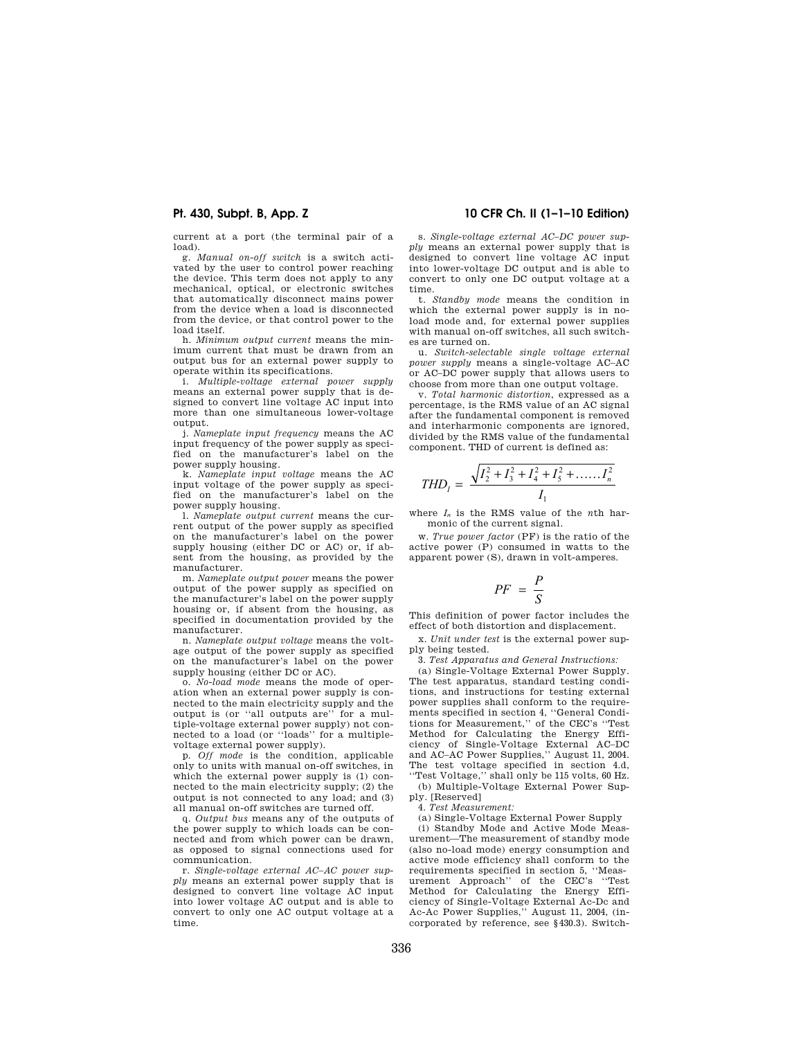current at a port (the terminal pair of a load).

g. *Manual on-off switch* is a switch activated by the user to control power reaching the device. This term does not apply to any mechanical, optical, or electronic switches that automatically disconnect mains power from the device when a load is disconnected from the device, or that control power to the load itself.

h. *Minimum output current* means the minimum current that must be drawn from an output bus for an external power supply to operate within its specifications.

i. *Multiple-voltage external power supply* means an external power supply that is designed to convert line voltage AC input into more than one simultaneous lower-voltage output.

j. *Nameplate input frequency* means the AC input frequency of the power supply as specified on the manufacturer's label on the power supply housing.

k. *Nameplate input voltage* means the AC input voltage of the power supply as specified on the manufacturer's label on the power supply housing.

l. *Nameplate output current* means the current output of the power supply as specified on the manufacturer's label on the power supply housing (either DC or AC) or, if absent from the housing, as provided by the manufacturer.

m. *Nameplate output power* means the power output of the power supply as specified on the manufacturer's label on the power supply housing or, if absent from the housing, as specified in documentation provided by the manufacturer.

n. *Nameplate output voltage* means the voltage output of the power supply as specified on the manufacturer's label on the power supply housing (either DC or AC).

o. *No-load mode* means the mode of operation when an external power supply is connected to the main electricity supply and the output is (or "all outputs are" for a multiple-voltage external power supply) not connected to a load (or "loads" for a multiple-voltage external power supply).

p. *Off mode* is the condition, applicable only to units with manual on-off switches, in which the external power supply is (1) connected to the main electricity supply; (2) the output is not connected to any load; and (3) all manual on-off switches are turned off.

q. *Output bus* means any of the outputs of the power supply to which loads can be connected and from which power can be drawn, as opposed to signal connections used for communication.

r. *Single-voltage external AC–AC power supply* means an external power supply that is designed to convert line voltage AC input into lower voltage AC output and is able to convert to only one AC output voltage at a time.

s. *Single-voltage external AC–DC power supply* means an external power supply that is designed to convert line voltage AC input into lower-voltage DC output and is able to convert to only one DC output voltage at a time.

t. *Standby mode* means the condition in which the external power supply is in no-load mode and, for external power supplies with manual on-off switches, all such switches are turned on.

u. *Switch-selectable single voltage external power supply* means a single-voltage AC–AC or AC–DC power supply that allows users to choose from more than one output voltage.

v. *Total harmonic distortion*, expressed as a percentage, is the RMS value of an AC signal after the fundamental component is removed and interharmonic components are ignored, divided by the RMS value of the fundamental component. THD of current is defined as:

$$THD_I = \frac{\sqrt{I_2^2 + I_3^2 + I_4^2 + I_5^2 + \ldots\ldots I_n^2}}{I_1}$$

where $I_n$ is the RMS value of the $n$th harmonic of the current signal.

w. *True power factor* (PF) is the ratio of the active power (P) consumed in watts to the apparent power (S), drawn in volt-amperes.

$$PF = \frac{P}{S}$$

This definition of power factor includes the effect of both distortion and displacement.

x. *Unit under test* is the external power supply being tested.

3. *Test Apparatus and General Instructions:*

(a) Single-Voltage External Power Supply. The test apparatus, standard testing conditions, and instructions for testing external power supplies shall conform to the requirements specified in section 4, "General Conditions for Measurement," of the CEC's "Test Method for Calculating the Energy Efficiency of Single-Voltage External AC–DC and AC–AC Power Supplies," August 11, 2004. The test voltage specified in section 4.d, "Test Voltage," shall only be 115 volts, 60 Hz.

(b) Multiple-Voltage External Power Supply. [Reserved]

4. *Test Measurement:*

(a) Single-Voltage External Power Supply

(i) Standby Mode and Active Mode Measurement—The measurement of standby mode (also no-load mode) energy consumption and active mode efficiency shall conform to the requirements specified in section 5, "Measurement Approach" of the CEC's "Test Method for Calculating the Energy Efficiency of Single-Voltage External Ac-Dc and Ac-Ac Power Supplies," August 11, 2004, (incorporated by reference, see §430.3). Switch-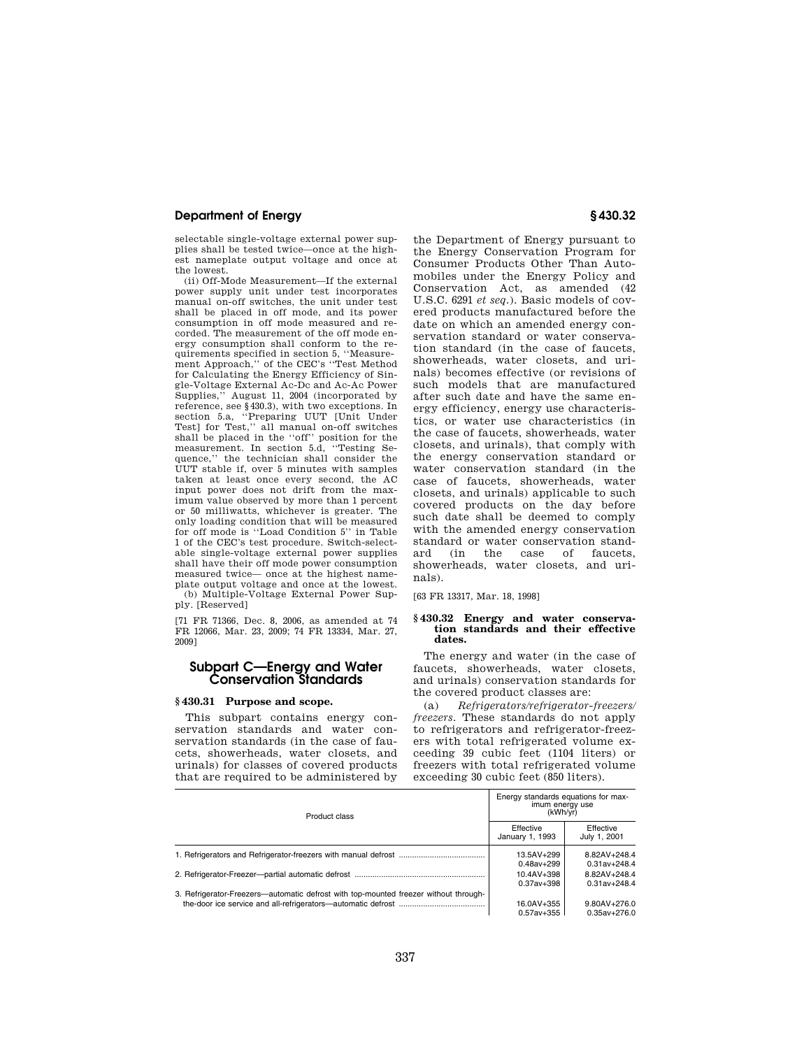selectable single-voltage external power supplies shall be tested twice—once at the highest nameplate output voltage and once at the lowest.

(ii) Off-Mode Measurement—If the external power supply unit under test incorporates manual on-off switches, the unit under test shall be placed in off mode, and its power consumption in off mode measured and recorded. The measurement of the off mode energy consumption shall conform to the requirements specified in section 5, ''Measurement Approach,'' of the CEC's ''Test Method for Calculating the Energy Efficiency of Single-Voltage External Ac-Dc and Ac-Ac Power Supplies,'' August 11, 2004 (incorporated by reference, see §430.3), with two exceptions. In section 5.a, ''Preparing UUT [Unit Under Test] for Test,'' all manual on-off switches shall be placed in the ''off'' position for the measurement. In section 5.d, ''Testing Sequence,'' the technician shall consider the UUT stable if, over 5 minutes with samples taken at least once every second, the AC input power does not drift from the maximum value observed by more than 1 percent or 50 milliwatts, whichever is greater. The only loading condition that will be measured for off mode is ''Load Condition 5'' in Table 1 of the CEC's test procedure. Switch-selectable single-voltage external power supplies shall have their off mode power consumption measured twice— once at the highest nameplate output voltage and once at the lowest.

(b) Multiple-Voltage External Power Supply. [Reserved]

[71 FR 71366, Dec. 8, 2006, as amended at 74 FR 12066, Mar. 23, 2009; 74 FR 13334, Mar. 27, 2009]

## Subpart C—Energy and Water Conservation Standards

### § 430.31 Purpose and scope.

This subpart contains energy conservation standards and water conservation standards (in the case of faucets, showerheads, water closets, and urinals) for classes of covered products that are required to be administered by the Department of Energy pursuant to the Energy Conservation Program for Consumer Products Other Than Automobiles under the Energy Policy and Conservation Act, as amended (42 U.S.C. 6291 *et seq.*). Basic models of covered products manufactured before the date on which an amended energy conservation standard or water conservation standard (in the case of faucets, showerheads, water closets, and urinals) becomes effective (or revisions of such models that are manufactured after such date and have the same energy efficiency, energy use characteristics, or water use characteristics (in the case of faucets, showerheads, water closets, and urinals), that comply with the energy conservation standard or water conservation standard (in the case of faucets, showerheads, water closets, and urinals) applicable to such covered products on the day before such date shall be deemed to comply with the amended energy conservation standard or water conservation standard (in the case of faucets, showerheads, water closets, and urinals).

[63 FR 13317, Mar. 18, 1998]

### § 430.32 Energy and water conservation standards and their effective dates.

The energy and water (in the case of faucets, showerheads, water closets, and urinals) conservation standards for the covered product classes are:

(a) *Refrigerators/refrigerator-freezers/freezers*. These standards do not apply to refrigerators and refrigerator-freezers with total refrigerated volume exceeding 39 cubic feet (1104 liters) or freezers with total refrigerated volume exceeding 30 cubic feet (850 liters).

| Product class | Energy standards equations for maximum energy use (kWh/yr) | |
|---|---|---|
| | Effective January 1, 1993 | Effective July 1, 2001 |
| 1. Refrigerators and Refrigerator-freezers with manual defrost | 13.5AV+299<br>0.48av+299 | 8.82AV+248.4<br>0.31av+248.4 |
| 2. Refrigerator-Freezer—partial automatic defrost | 10.4AV+398<br>0.37av+398 | 8.82AV+248.4<br>0.31av+248.4 |
| 3. Refrigerator-Freezers—automatic defrost with top-mounted freezer without through-the-door ice service and all-refrigerators—automatic defrost | 16.0AV+355<br>0.57av+355 | 9.80AV+276.0<br>0.35av+276.0 |